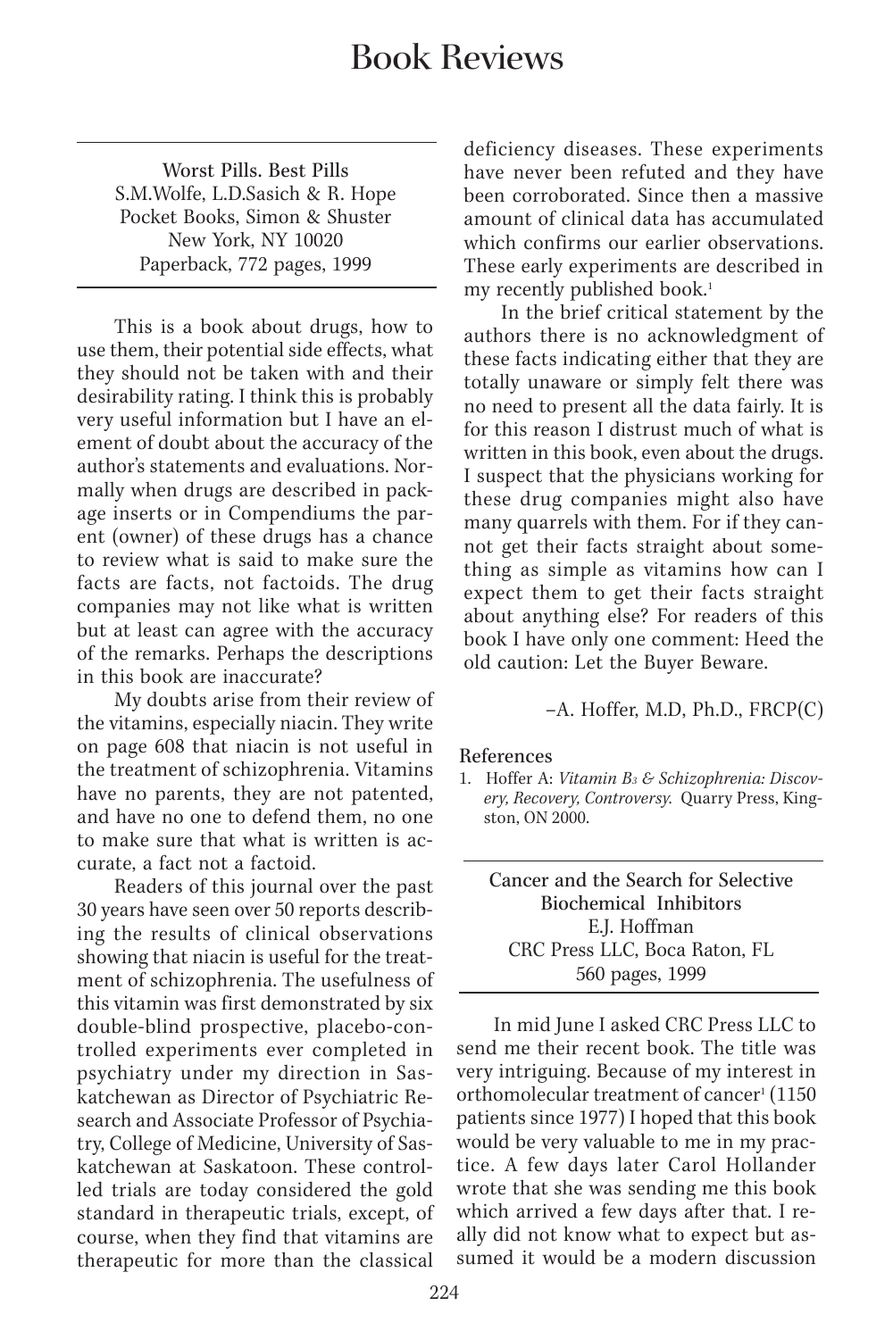# Book Reviews

**Worst Pills. Best Pills**
S.M.Wolfe, L.D.Sasich & R. Hope
Pocket Books, Simon & Shuster
New York, NY 10020
Paperback, 772 pages, 1999

This is a book about drugs, how to use them, their potential side effects, what they should not be taken with and their desirability rating. I think this is probably very useful information but I have an element of doubt about the accuracy of the author's statements and evaluations. Normally when drugs are described in package inserts or in Compendiums the parent (owner) of these drugs has a chance to review what is said to make sure the facts are facts, not factoids. The drug companies may not like what is written but at least can agree with the accuracy of the remarks. Perhaps the descriptions in this book are inaccurate?

My doubts arise from their review of the vitamins, especially niacin. They write on page 608 that niacin is not useful in the treatment of schizophrenia. Vitamins have no parents, they are not patented, and have no one to defend them, no one to make sure that what is written is accurate, a fact not a factoid.

Readers of this journal over the past 30 years have seen over 50 reports describing the results of clinical observations showing that niacin is useful for the treatment of schizophrenia. The usefulness of this vitamin was first demonstrated by six double-blind prospective, placebo-controlled experiments ever completed in psychiatry under my direction in Saskatchewan as Director of Psychiatric Research and Associate Professor of Psychiatry, College of Medicine, University of Saskatchewan at Saskatoon. These controlled trials are today considered the gold standard in therapeutic trials, except, of course, when they find that vitamins are therapeutic for more than the classical deficiency diseases. These experiments have never been refuted and they have been corroborated. Since then a massive amount of clinical data has accumulated which confirms our earlier observations. These early experiments are described in my recently published book.[1]

In the brief critical statement by the authors there is no acknowledgment of these facts indicating either that they are totally unaware or simply felt there was no need to present all the data fairly. It is for this reason I distrust much of what is written in this book, even about the drugs. I suspect that the physicians working for these drug companies might also have many quarrels with them. For if they cannot get their facts straight about something as simple as vitamins how can I expect them to get their facts straight about anything else? For readers of this book I have only one comment: Heed the old caution: Let the Buyer Beware.

–A. Hoffer, M.D, Ph.D., FRCP(C)

**References**

1. Hoffer A: *Vitamin $B_3$ & Schizophrenia: Discovery, Recovery, Controversy.* Quarry Press, Kingston, ON 2000.

---

**Cancer and the Search for Selective Biochemical Inhibitors**
E.J. Hoffman
CRC Press LLC, Boca Raton, FL
560 pages, 1999

In mid June I asked CRC Press LLC to send me their recent book. The title was very intriguing. Because of my interest in orthomolecular treatment of cancer[1] (1150 patients since 1977) I hoped that this book would be very valuable to me in my practice. A few days later Carol Hollander wrote that she was sending me this book which arrived a few days after that. I really did not know what to expect but assumed it would be a modern discussion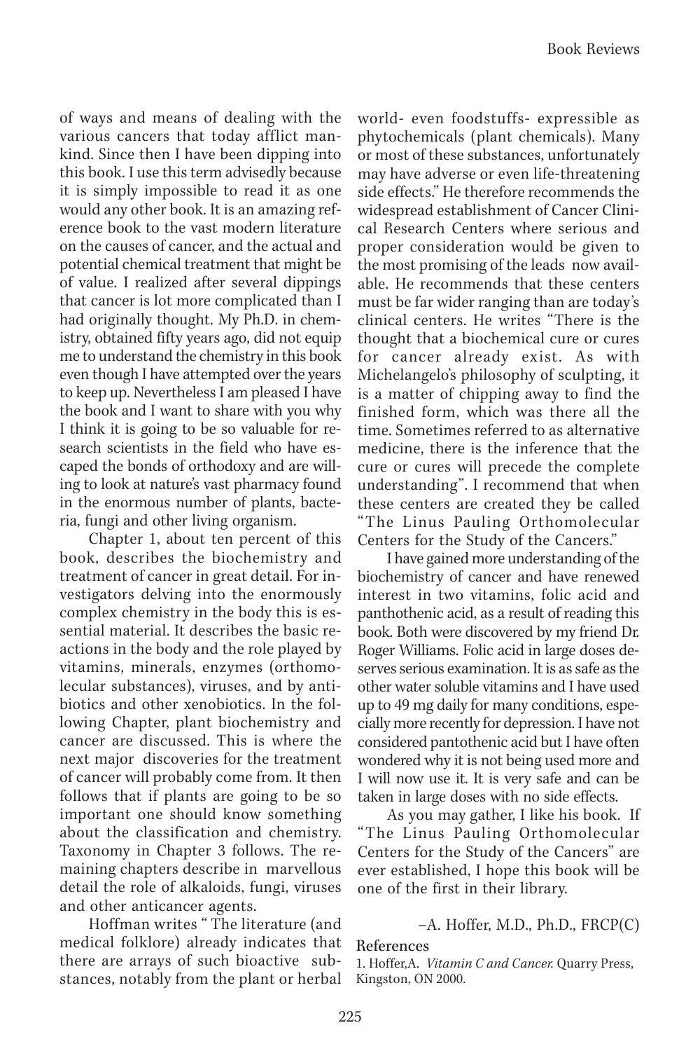of ways and means of dealing with the various cancers that today afflict mankind. Since then I have been dipping into this book. I use this term advisedly because it is simply impossible to read it as one would any other book. It is an amazing reference book to the vast modern literature on the causes of cancer, and the actual and potential chemical treatment that might be of value. I realized after several dippings that cancer is lot more complicated than I had originally thought. My Ph.D. in chemistry, obtained fifty years ago, did not equip me to understand the chemistry in this book even though I have attempted over the years to keep up. Nevertheless I am pleased I have the book and I want to share with you why I think it is going to be so valuable for research scientists in the field who have escaped the bonds of orthodoxy and are willing to look at nature's vast pharmacy found in the enormous number of plants, bacteria, fungi and other living organism.

Chapter 1, about ten percent of this book, describes the biochemistry and treatment of cancer in great detail. For investigators delving into the enormously complex chemistry in the body this is essential material. It describes the basic reactions in the body and the role played by vitamins, minerals, enzymes (orthomolecular substances), viruses, and by antibiotics and other xenobiotics. In the following Chapter, plant biochemistry and cancer are discussed. This is where the next major discoveries for the treatment of cancer will probably come from. It then follows that if plants are going to be so important one should know something about the classification and chemistry. Taxonomy in Chapter 3 follows. The remaining chapters describe in marvellous detail the role of alkaloids, fungi, viruses and other anticancer agents.

Hoffman writes " The literature (and medical folklore) already indicates that there are arrays of such bioactive substances, notably from the plant or herbal world- even foodstuffs- expressible as phytochemicals (plant chemicals). Many or most of these substances, unfortunately may have adverse or even life-threatening side effects." He therefore recommends the widespread establishment of Cancer Clinical Research Centers where serious and proper consideration would be given to the most promising of the leads now available. He recommends that these centers must be far wider ranging than are today's clinical centers. He writes "There is the thought that a biochemical cure or cures for cancer already exist. As with Michelangelo's philosophy of sculpting, it is a matter of chipping away to find the finished form, which was there all the time. Sometimes referred to as alternative medicine, there is the inference that the cure or cures will precede the complete understanding". I recommend that when these centers are created they be called "The Linus Pauling Orthomolecular Centers for the Study of the Cancers."

I have gained more understanding of the biochemistry of cancer and have renewed interest in two vitamins, folic acid and panthothenic acid, as a result of reading this book. Both were discovered by my friend Dr. Roger Williams. Folic acid in large doses deserves serious examination. It is as safe as the other water soluble vitamins and I have used up to 49 mg daily for many conditions, especially more recently for depression. I have not considered pantothenic acid but I have often wondered why it is not being used more and I will now use it. It is very safe and can be taken in large doses with no side effects.

As you may gather, I like his book. If "The Linus Pauling Orthomolecular Centers for the Study of the Cancers" are ever established, I hope this book will be one of the first in their library.

–A. Hoffer, M.D., Ph.D., FRCP(C)

**References**

1. Hoffer,A. *Vitamin C and Cancer.* Quarry Press, Kingston, ON 2000.